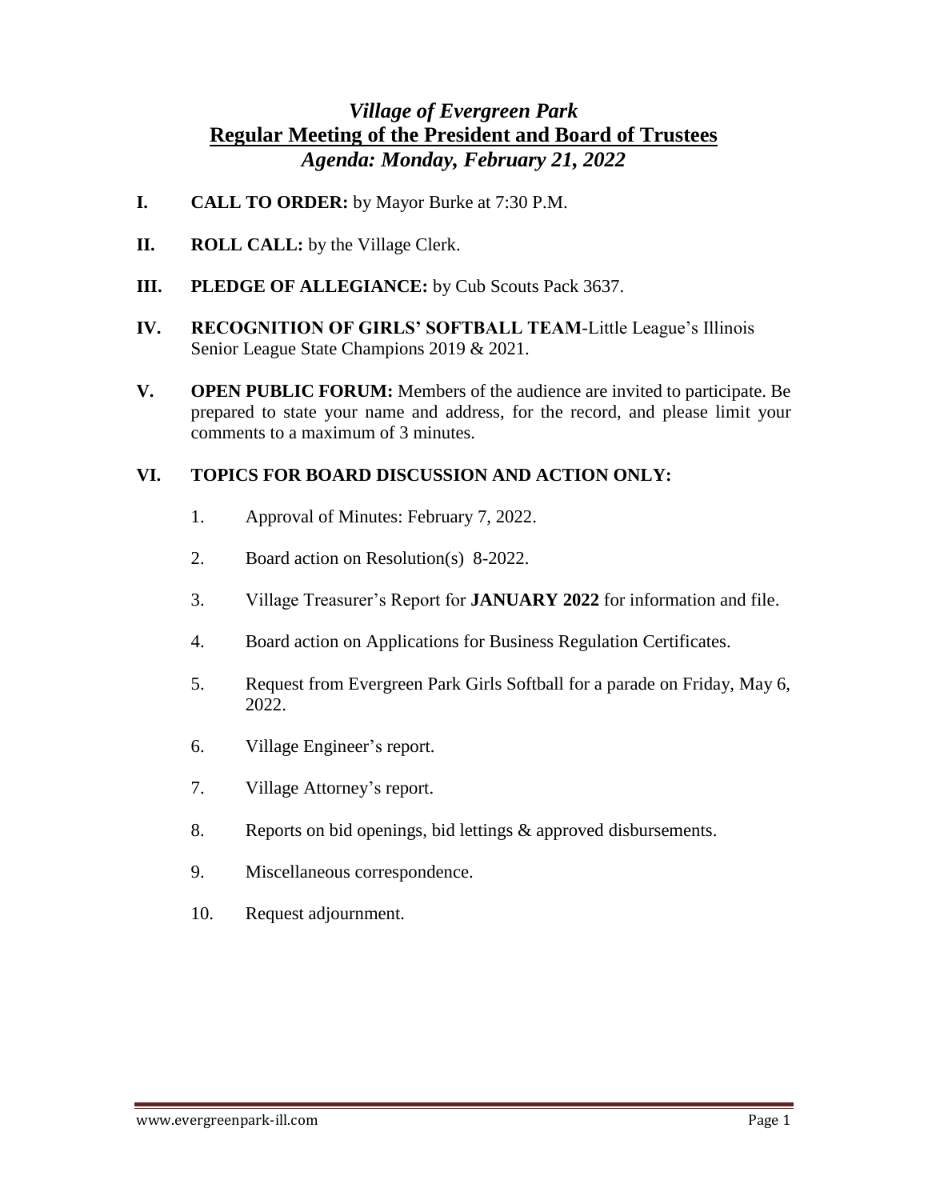# *Village of Evergreen Park*
## Regular Meeting of the President and Board of Trustees
### *Agenda: Monday, February 21, 2022*

**I.** **CALL TO ORDER:** by Mayor Burke at 7:30 P.M.

**II.** **ROLL CALL:** by the Village Clerk.

**III.** **PLEDGE OF ALLEGIANCE:** by Cub Scouts Pack 3637.

**IV.** **RECOGNITION OF GIRLS' SOFTBALL TEAM**-Little League's Illinois Senior League State Champions 2019 & 2021.

**V.** **OPEN PUBLIC FORUM:** Members of the audience are invited to participate. Be prepared to state your name and address, for the record, and please limit your comments to a maximum of 3 minutes.

**VI.** **TOPICS FOR BOARD DISCUSSION AND ACTION ONLY:**

1. Approval of Minutes: February 7, 2022.
2. Board action on Resolution(s) 8-2022.
3. Village Treasurer's Report for **JANUARY 2022** for information and file.
4. Board action on Applications for Business Regulation Certificates.
5. Request from Evergreen Park Girls Softball for a parade on Friday, May 6, 2022.
6. Village Engineer's report.
7. Village Attorney's report.
8. Reports on bid openings, bid lettings & approved disbursements.
9. Miscellaneous correspondence.
10. Request adjournment.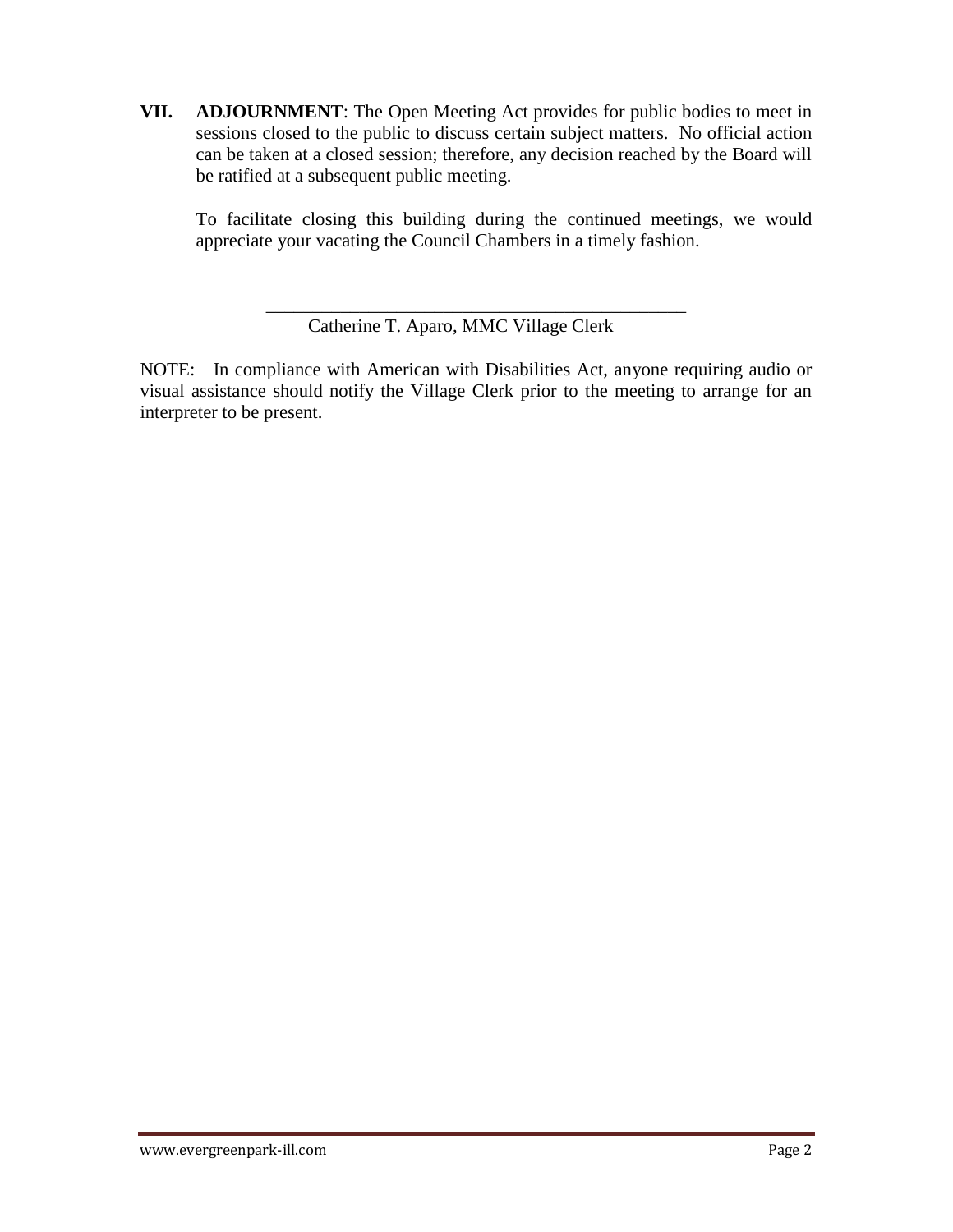**VII. ADJOURNMENT**: The Open Meeting Act provides for public bodies to meet in sessions closed to the public to discuss certain subject matters. No official action can be taken at a closed session; therefore, any decision reached by the Board will be ratified at a subsequent public meeting.

To facilitate closing this building during the continued meetings, we would appreciate your vacating the Council Chambers in a timely fashion.

\_\_\_\_\_\_\_\_\_\_\_\_\_\_\_\_\_\_\_\_\_\_\_\_\_\_\_\_\_\_\_\_\_\_\_\_\_\_\_\_\_\_\_\_

Catherine T. Aparo, MMC Village Clerk

NOTE: In compliance with American with Disabilities Act, anyone requiring audio or visual assistance should notify the Village Clerk prior to the meeting to arrange for an interpreter to be present.